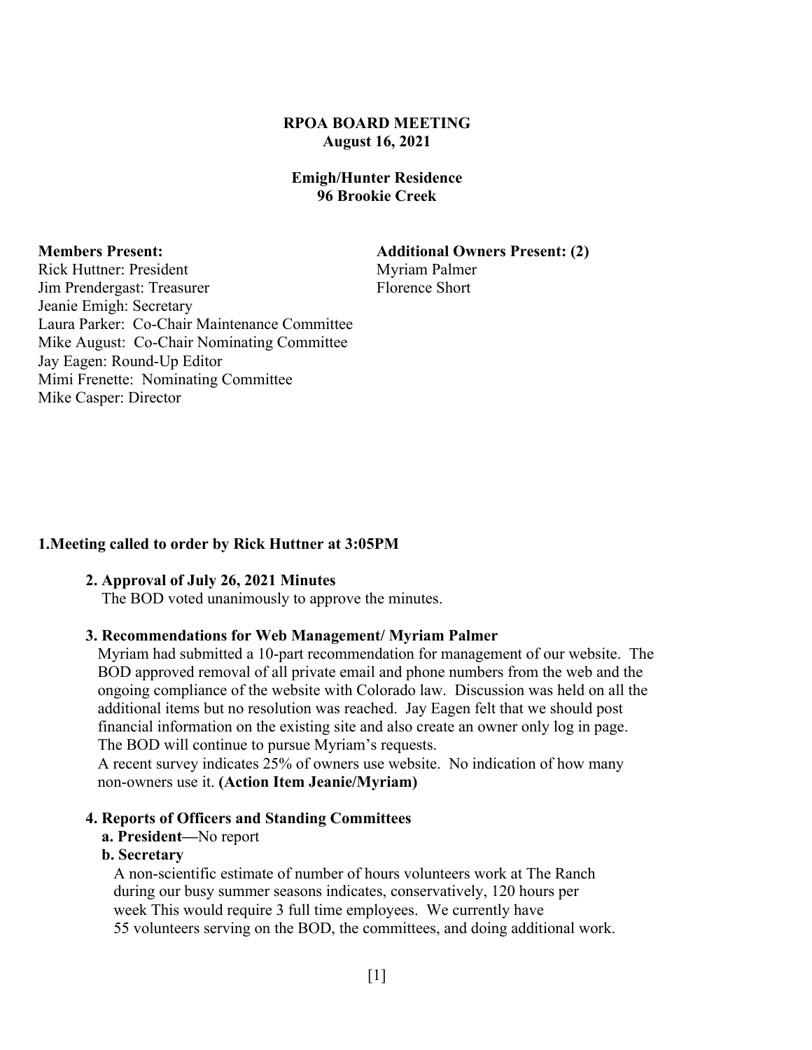**RPOA BOARD MEETING**
**August 16, 2021**

**Emigh/Hunter Residence**
**96 Brookie Creek**

**Members Present:**
Rick Huttner: President
Jim Prendergast: Treasurer
Jeanie Emigh: Secretary
Laura Parker: Co-Chair Maintenance Committee
Mike August: Co-Chair Nominating Committee
Jay Eagen: Round-Up Editor
Mimi Frenette: Nominating Committee
Mike Casper: Director

**Additional Owners Present: (2)**
Myriam Palmer
Florence Short

**1. Meeting called to order by Rick Huttner at 3:05PM**

**2. Approval of July 26, 2021 Minutes**
The BOD voted unanimously to approve the minutes.

**3. Recommendations for Web Management/ Myriam Palmer**
Myriam had submitted a 10-part recommendation for management of our website. The BOD approved removal of all private email and phone numbers from the web and the ongoing compliance of the website with Colorado law. Discussion was held on all the additional items but no resolution was reached. Jay Eagen felt that we should post financial information on the existing site and also create an owner only log in page. The BOD will continue to pursue Myriam's requests.
A recent survey indicates 25% of owners use website. No indication of how many non-owners use it. **(Action Item Jeanie/Myriam)**

**4. Reports of Officers and Standing Committees**

**a. President—**No report

**b. Secretary**
A non-scientific estimate of number of hours volunteers work at The Ranch during our busy summer seasons indicates, conservatively, 120 hours per week This would require 3 full time employees. We currently have 55 volunteers serving on the BOD, the committees, and doing additional work.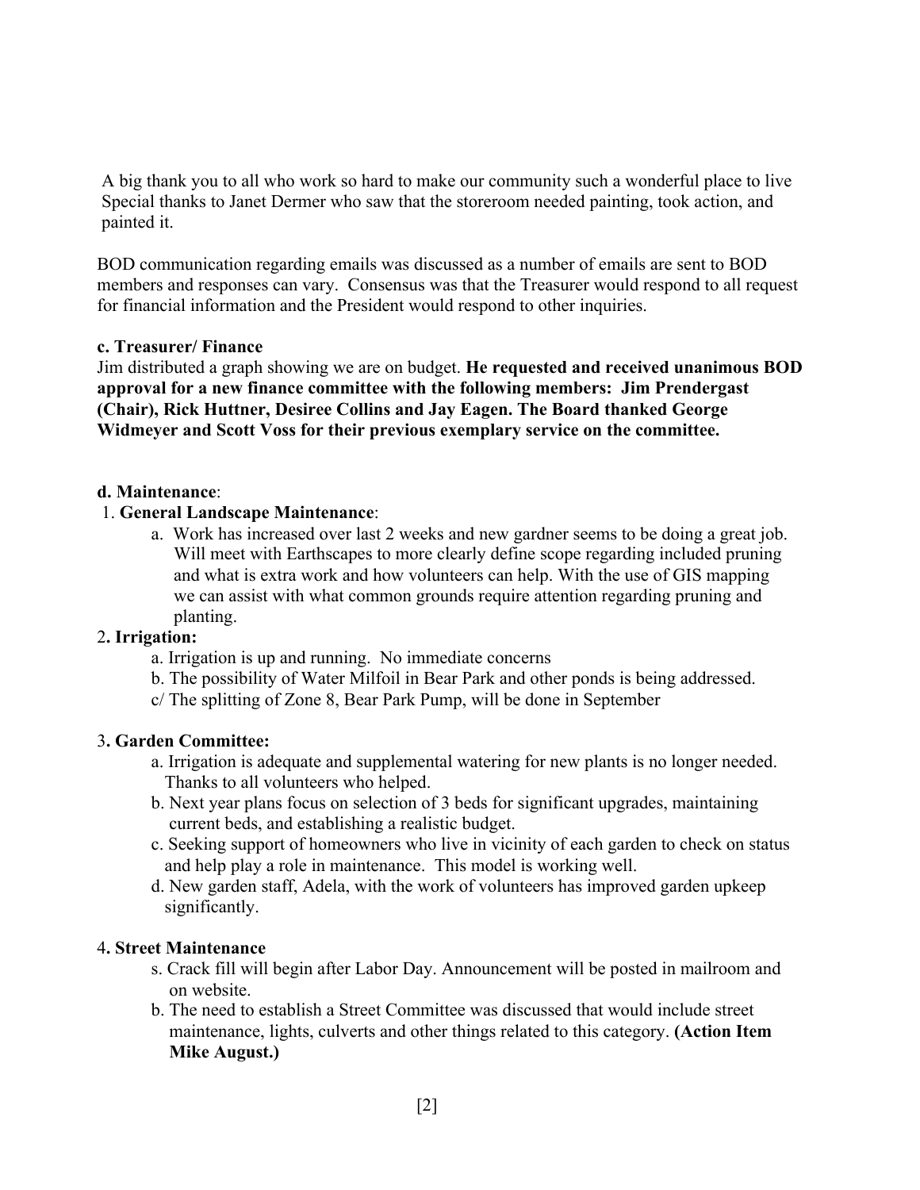A big thank you to all who work so hard to make our community such a wonderful place to live Special thanks to Janet Dermer who saw that the storeroom needed painting, took action, and painted it.

BOD communication regarding emails was discussed as a number of emails are sent to BOD members and responses can vary. Consensus was that the Treasurer would respond to all request for financial information and the President would respond to other inquiries.

**c. Treasurer/ Finance**

Jim distributed a graph showing we are on budget. **He requested and received unanimous BOD approval for a new finance committee with the following members: Jim Prendergast (Chair), Rick Huttner, Desiree Collins and Jay Eagen. The Board thanked George Widmeyer and Scott Voss for their previous exemplary service on the committee.**

**d. Maintenance**:

1. **General Landscape Maintenance**:
   a. Work has increased over last 2 weeks and new gardner seems to be doing a great job. Will meet with Earthscapes to more clearly define scope regarding included pruning and what is extra work and how volunteers can help. With the use of GIS mapping we can assist with what common grounds require attention regarding pruning and planting.

2. **Irrigation:**
   a. Irrigation is up and running. No immediate concerns
   b. The possibility of Water Milfoil in Bear Park and other ponds is being addressed.
   c/ The splitting of Zone 8, Bear Park Pump, will be done in September

3. **Garden Committee:**
   a. Irrigation is adequate and supplemental watering for new plants is no longer needed. Thanks to all volunteers who helped.
   b. Next year plans focus on selection of 3 beds for significant upgrades, maintaining current beds, and establishing a realistic budget.
   c. Seeking support of homeowners who live in vicinity of each garden to check on status and help play a role in maintenance. This model is working well.
   d. New garden staff, Adela, with the work of volunteers has improved garden upkeep significantly.

4. **Street Maintenance**
   s. Crack fill will begin after Labor Day. Announcement will be posted in mailroom and on website.
   b. The need to establish a Street Committee was discussed that would include street maintenance, lights, culverts and other things related to this category. **(Action Item Mike August.)**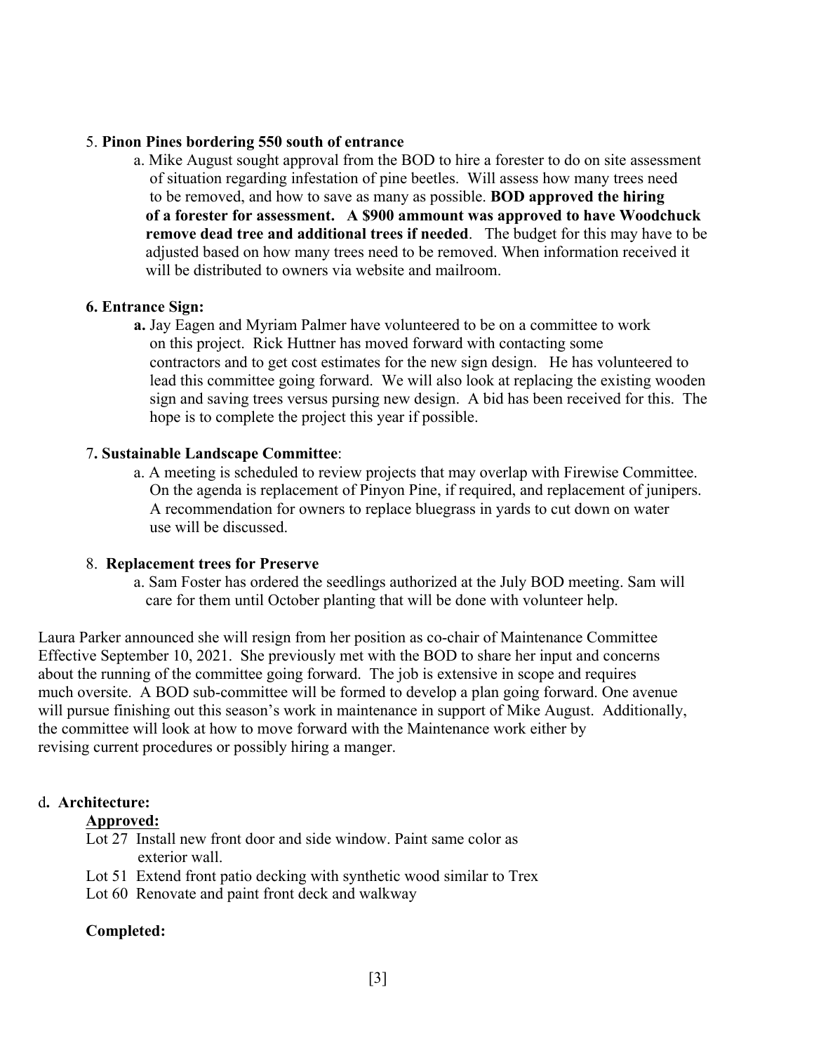5. **Pinon Pines bordering 550 south of entrance**

   a. Mike August sought approval from the BOD to hire a forester to do on site assessment of situation regarding infestation of pine beetles. Will assess how many trees need to be removed, and how to save as many as possible. **BOD approved the hiring of a forester for assessment. A $900 ammount was approved to have Woodchuck remove dead tree and additional trees if needed**. The budget for this may have to be adjusted based on how many trees need to be removed. When information received it will be distributed to owners via website and mailroom.

**6. Entrance Sign:**

   **a.** Jay Eagen and Myriam Palmer have volunteered to be on a committee to work on this project. Rick Huttner has moved forward with contacting some contractors and to get cost estimates for the new sign design. He has volunteered to lead this committee going forward. We will also look at replacing the existing wooden sign and saving trees versus pursing new design. A bid has been received for this. The hope is to complete the project this year if possible.

7**. Sustainable Landscape Committee**:

   a. A meeting is scheduled to review projects that may overlap with Firewise Committee. On the agenda is replacement of Pinyon Pine, if required, and replacement of junipers. A recommendation for owners to replace bluegrass in yards to cut down on water use will be discussed.

8. **Replacement trees for Preserve**

   a. Sam Foster has ordered the seedlings authorized at the July BOD meeting. Sam will care for them until October planting that will be done with volunteer help.

Laura Parker announced she will resign from her position as co-chair of Maintenance Committee Effective September 10, 2021. She previously met with the BOD to share her input and concerns about the running of the committee going forward. The job is extensive in scope and requires much oversite. A BOD sub-committee will be formed to develop a plan going forward. One avenue will pursue finishing out this season's work in maintenance in support of Mike August. Additionally, the committee will look at how to move forward with the Maintenance work either by revising current procedures or possibly hiring a manger.

d**. Architecture:**

<u>**Approved:**</u>

Lot 27 Install new front door and side window. Paint same color as exterior wall.

Lot 51 Extend front patio decking with synthetic wood similar to Trex

Lot 60 Renovate and paint front deck and walkway

**Completed:**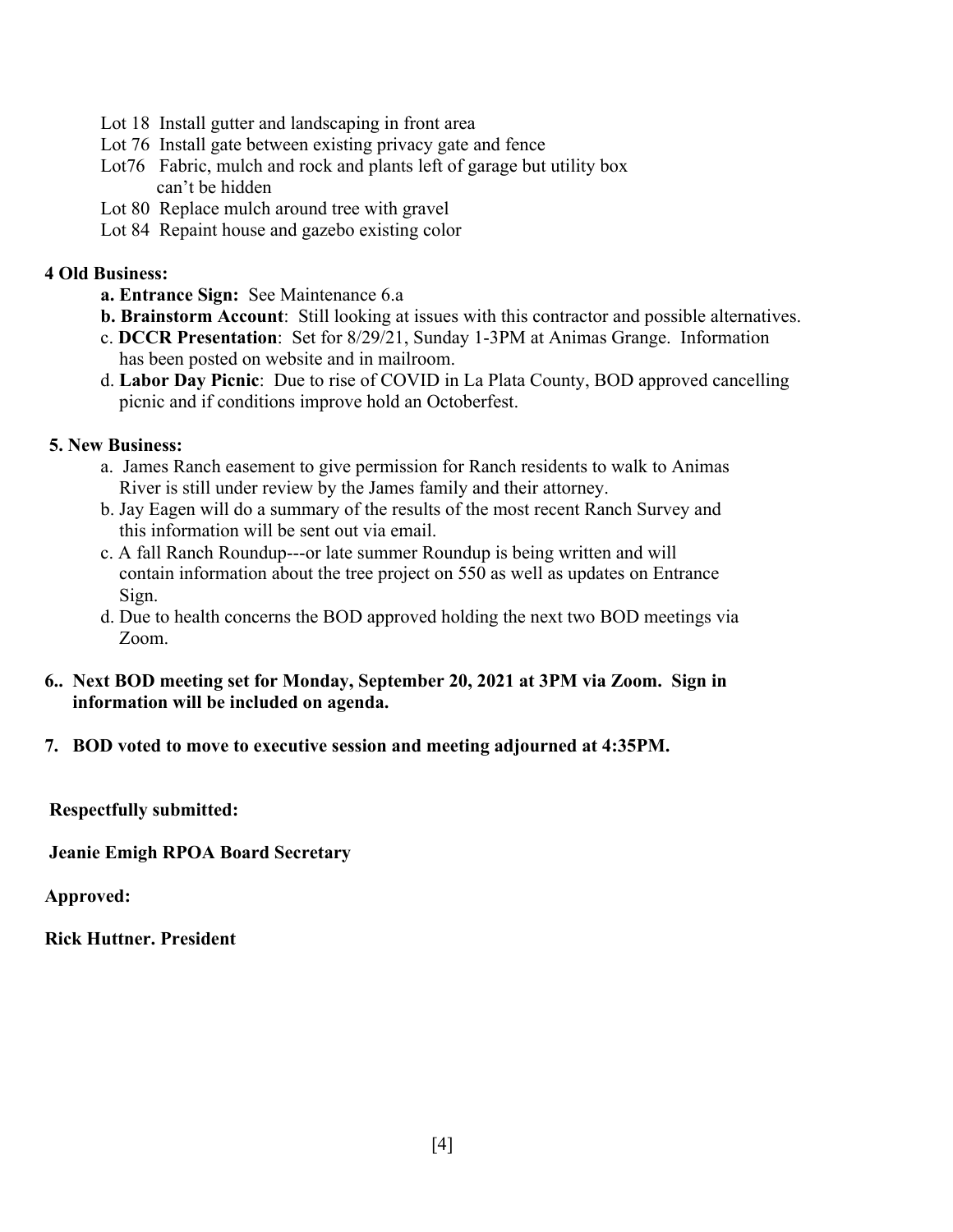Lot 18 Install gutter and landscaping in front area
Lot 76 Install gate between existing privacy gate and fence
Lot76 Fabric, mulch and rock and plants left of garage but utility box can't be hidden
Lot 80 Replace mulch around tree with gravel
Lot 84 Repaint house and gazebo existing color

**4 Old Business:**

- **a. Entrance Sign:** See Maintenance 6.a
- **b. Brainstorm Account**: Still looking at issues with this contractor and possible alternatives.
- c. **DCCR Presentation**: Set for 8/29/21, Sunday 1-3PM at Animas Grange. Information has been posted on website and in mailroom.
- d. **Labor Day Picnic**: Due to rise of COVID in La Plata County, BOD approved cancelling picnic and if conditions improve hold an Octoberfest.

**5. New Business:**

- a. James Ranch easement to give permission for Ranch residents to walk to Animas River is still under review by the James family and their attorney.
- b. Jay Eagen will do a summary of the results of the most recent Ranch Survey and this information will be sent out via email.
- c. A fall Ranch Roundup---or late summer Roundup is being written and will contain information about the tree project on 550 as well as updates on Entrance Sign.
- d. Due to health concerns the BOD approved holding the next two BOD meetings via Zoom.

**6.. Next BOD meeting set for Monday, September 20, 2021 at 3PM via Zoom. Sign in information will be included on agenda.**

**7. BOD voted to move to executive session and meeting adjourned at 4:35PM.**

**Respectfully submitted:**

**Jeanie Emigh RPOA Board Secretary**

**Approved:**

**Rick Huttner. President**